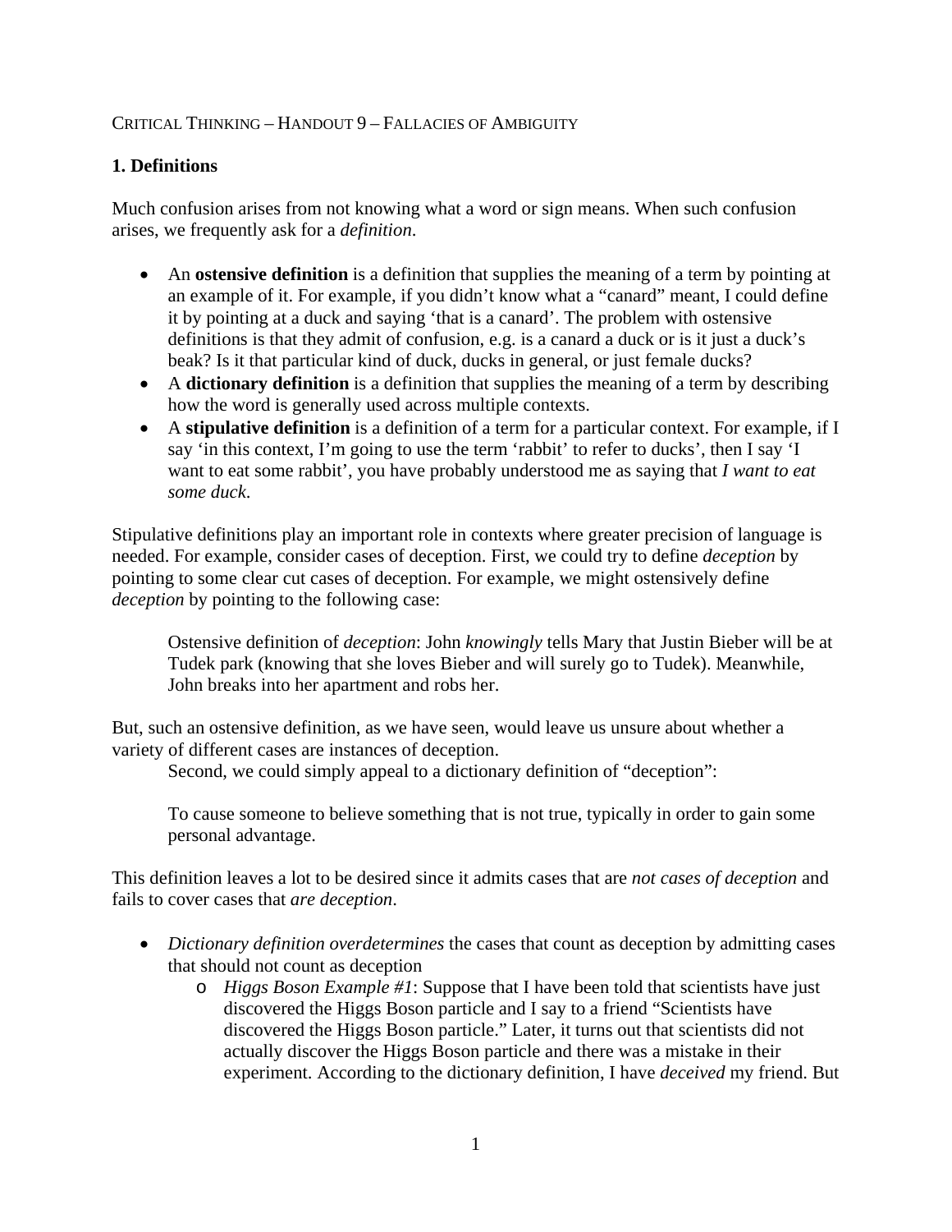CRITICAL THINKING – HANDOUT 9 – FALLACIES OF AMBIGUITY

## 1. Definitions

Much confusion arises from not knowing what a word or sign means. When such confusion arises, we frequently ask for a *definition*.

- An **ostensive definition** is a definition that supplies the meaning of a term by pointing at an example of it. For example, if you didn't know what a "canard" meant, I could define it by pointing at a duck and saying 'that is a canard'. The problem with ostensive definitions is that they admit of confusion, e.g. is a canard a duck or is it just a duck's beak? Is it that particular kind of duck, ducks in general, or just female ducks?
- A **dictionary definition** is a definition that supplies the meaning of a term by describing how the word is generally used across multiple contexts.
- A **stipulative definition** is a definition of a term for a particular context. For example, if I say 'in this context, I'm going to use the term 'rabbit' to refer to ducks', then I say 'I want to eat some rabbit', you have probably understood me as saying that *I want to eat some duck*.

Stipulative definitions play an important role in contexts where greater precision of language is needed. For example, consider cases of deception. First, we could try to define *deception* by pointing to some clear cut cases of deception. For example, we might ostensively define *deception* by pointing to the following case:

> Ostensive definition of *deception*: John *knowingly* tells Mary that Justin Bieber will be at Tudek park (knowing that she loves Bieber and will surely go to Tudek). Meanwhile, John breaks into her apartment and robs her.

But, such an ostensive definition, as we have seen, would leave us unsure about whether a variety of different cases are instances of deception.

Second, we could simply appeal to a dictionary definition of "deception":

> To cause someone to believe something that is not true, typically in order to gain some personal advantage.

This definition leaves a lot to be desired since it admits cases that are *not cases of deception* and fails to cover cases that *are deception*.

- *Dictionary definition overdetermines* the cases that count as deception by admitting cases that should not count as deception
  - *Higgs Boson Example #1*: Suppose that I have been told that scientists have just discovered the Higgs Boson particle and I say to a friend "Scientists have discovered the Higgs Boson particle." Later, it turns out that scientists did not actually discover the Higgs Boson particle and there was a mistake in their experiment. According to the dictionary definition, I have *deceived* my friend. But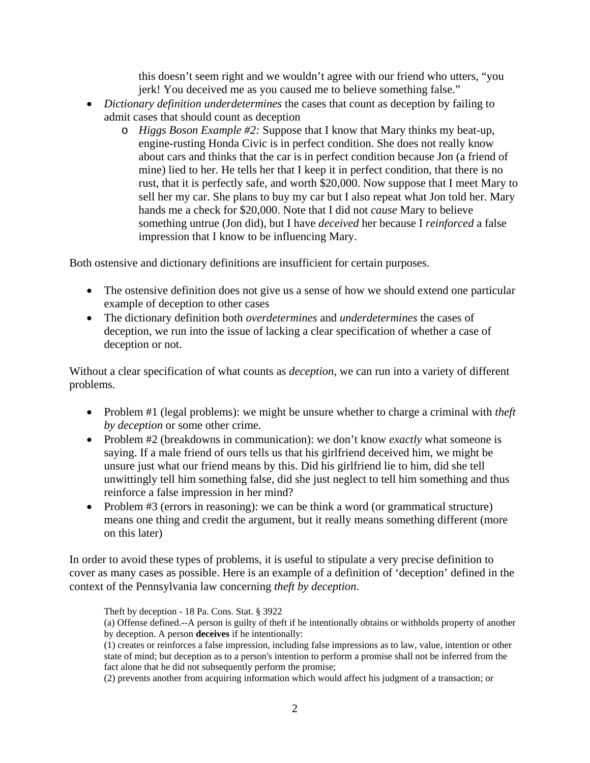this doesn't seem right and we wouldn't agree with our friend who utters, "you jerk! You deceived me as you caused me to believe something false."

- *Dictionary definition underdetermines* the cases that count as deception by failing to admit cases that should count as deception
    - *Higgs Boson Example #2:* Suppose that I know that Mary thinks my beat-up, engine-rusting Honda Civic is in perfect condition. She does not really know about cars and thinks that the car is in perfect condition because Jon (a friend of mine) lied to her. He tells her that I keep it in perfect condition, that there is no rust, that it is perfectly safe, and worth $20,000. Now suppose that I meet Mary to sell her my car. She plans to buy my car but I also repeat what Jon told her. Mary hands me a check for $20,000. Note that I did not *cause* Mary to believe something untrue (Jon did), but I have *deceived* her because I *reinforced* a false impression that I know to be influencing Mary.

Both ostensive and dictionary definitions are insufficient for certain purposes.

- The ostensive definition does not give us a sense of how we should extend one particular example of deception to other cases
- The dictionary definition both *overdetermines* and *underdetermines* the cases of deception, we run into the issue of lacking a clear specification of whether a case of deception or not.

Without a clear specification of what counts as *deception*, we can run into a variety of different problems.

- Problem #1 (legal problems): we might be unsure whether to charge a criminal with *theft by deception* or some other crime.
- Problem #2 (breakdowns in communication): we don't know *exactly* what someone is saying. If a male friend of ours tells us that his girlfriend deceived him, we might be unsure just what our friend means by this. Did his girlfriend lie to him, did she tell unwittingly tell him something false, did she just neglect to tell him something and thus reinforce a false impression in her mind?
- Problem #3 (errors in reasoning): we can be think a word (or grammatical structure) means one thing and credit the argument, but it really means something different (more on this later)

In order to avoid these types of problems, it is useful to stipulate a very precise definition to cover as many cases as possible. Here is an example of a definition of 'deception' defined in the context of the Pennsylvania law concerning *theft by deception*.

> Theft by deception - 18 Pa. Cons. Stat. § 3922
>
> (a) Offense defined.--A person is guilty of theft if he intentionally obtains or withholds property of another by deception. A person **deceives** if he intentionally:
>
> (1) creates or reinforces a false impression, including false impressions as to law, value, intention or other state of mind; but deception as to a person's intention to perform a promise shall not be inferred from the fact alone that he did not subsequently perform the promise;
>
> (2) prevents another from acquiring information which would affect his judgment of a transaction; or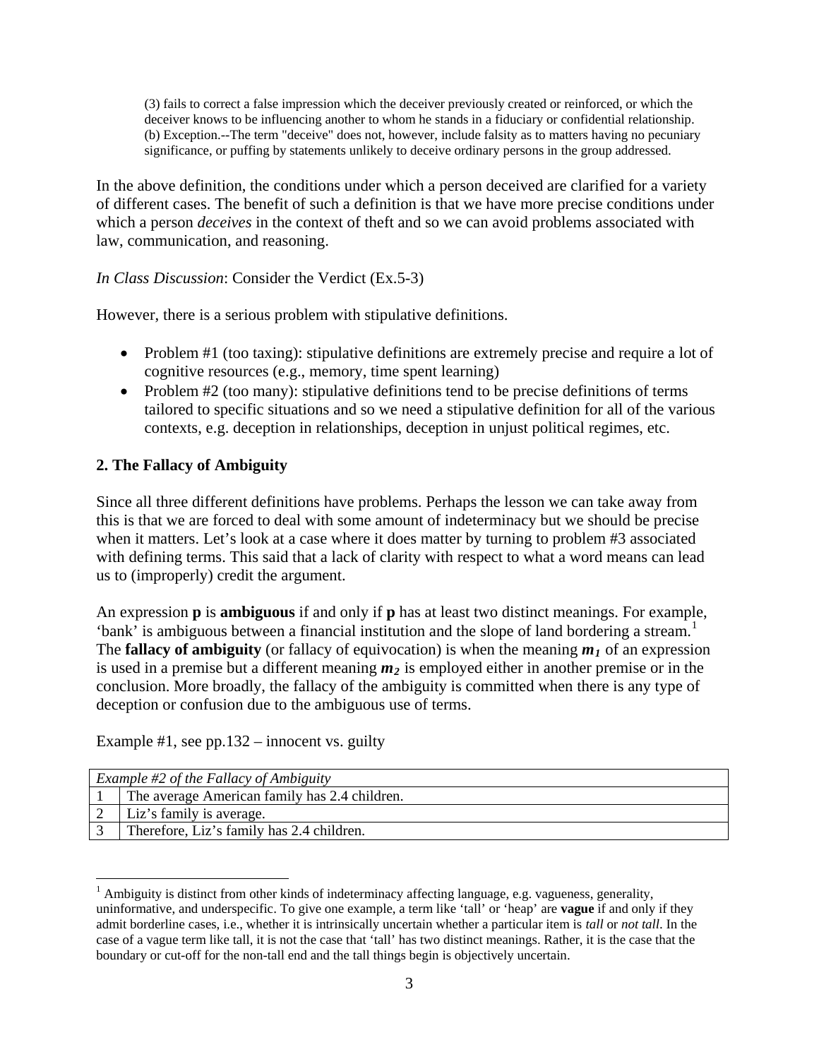> (3) fails to correct a false impression which the deceiver previously created or reinforced, or which the deceiver knows to be influencing another to whom he stands in a fiduciary or confidential relationship.
> (b) Exception.--The term "deceive" does not, however, include falsity as to matters having no pecuniary significance, or puffing by statements unlikely to deceive ordinary persons in the group addressed.

In the above definition, the conditions under which a person deceived are clarified for a variety of different cases. The benefit of such a definition is that we have more precise conditions under which a person *deceives* in the context of theft and so we can avoid problems associated with law, communication, and reasoning.

*In Class Discussion*: Consider the Verdict (Ex.5-3)

However, there is a serious problem with stipulative definitions.

- Problem #1 (too taxing): stipulative definitions are extremely precise and require a lot of cognitive resources (e.g., memory, time spent learning)
- Problem #2 (too many): stipulative definitions tend to be precise definitions of terms tailored to specific situations and so we need a stipulative definition for all of the various contexts, e.g. deception in relationships, deception in unjust political regimes, etc.

### 2. The Fallacy of Ambiguity

Since all three different definitions have problems. Perhaps the lesson we can take away from this is that we are forced to deal with some amount of indeterminacy but we should be precise when it matters. Let's look at a case where it does matter by turning to problem #3 associated with defining terms. This said that a lack of clarity with respect to what a word means can lead us to (improperly) credit the argument.

An expression **p** is **ambiguous** if and only if **p** has at least two distinct meanings. For example, 'bank' is ambiguous between a financial institution and the slope of land bordering a stream.[1] The **fallacy of ambiguity** (or fallacy of equivocation) is when the meaning $m_1$ of an expression is used in a premise but a different meaning $m_2$ is employed either in another premise or in the conclusion. More broadly, the fallacy of the ambiguity is committed when there is any type of deception or confusion due to the ambiguous use of terms.

Example #1, see pp.132 – innocent vs. guilty

| *Example #2 of the Fallacy of Ambiguity* | |
|---|---|
| 1 | The average American family has 2.4 children. |
| 2 | Liz's family is average. |
| 3 | Therefore, Liz's family has 2.4 children. |

[1] Ambiguity is distinct from other kinds of indeterminacy affecting language, e.g. vagueness, generality, uninformative, and underspecific. To give one example, a term like 'tall' or 'heap' are **vague** if and only if they admit borderline cases, i.e., whether it is intrinsically uncertain whether a particular item is *tall* or *not tall*. In the case of a vague term like tall, it is not the case that 'tall' has two distinct meanings. Rather, it is the case that the boundary or cut-off for the non-tall end and the tall things begin is objectively uncertain.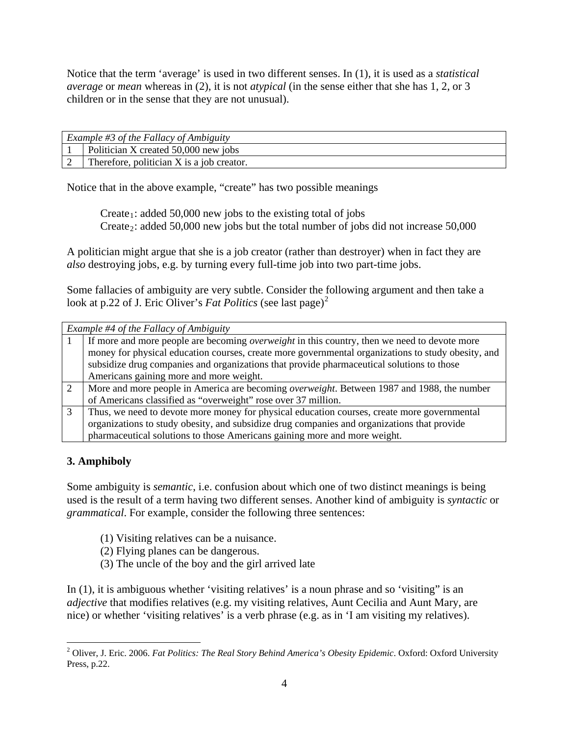Notice that the term 'average' is used in two different senses. In (1), it is used as a *statistical average* or *mean* whereas in (2), it is not *atypical* (in the sense either that she has 1, 2, or 3 children or in the sense that they are not unusual).

| *Example #3 of the Fallacy of Ambiguity* | |
|---|---|
| 1 | Politician X created 50,000 new jobs |
| 2 | Therefore, politician X is a job creator. |

Notice that in the above example, "create" has two possible meanings

> $\text{Create}_1$: added 50,000 new jobs to the existing total of jobs
> $\text{Create}_2$: added 50,000 new jobs but the total number of jobs did not increase 50,000

A politician might argue that she is a job creator (rather than destroyer) when in fact they are *also* destroying jobs, e.g. by turning every full-time job into two part-time jobs.

Some fallacies of ambiguity are very subtle. Consider the following argument and then take a look at p.22 of J. Eric Oliver's *Fat Politics* (see last page)[2]

| *Example #4 of the Fallacy of Ambiguity* | |
|---|---|
| 1 | If more and more people are becoming *overweight* in this country, then we need to devote more money for physical education courses, create more governmental organizations to study obesity, and subsidize drug companies and organizations that provide pharmaceutical solutions to those Americans gaining more and more weight. |
| 2 | More and more people in America are becoming *overweight*. Between 1987 and 1988, the number of Americans classified as "overweight" rose over 37 million. |
| 3 | Thus, we need to devote more money for physical education courses, create more governmental organizations to study obesity, and subsidize drug companies and organizations that provide pharmaceutical solutions to those Americans gaining more and more weight. |

### 3. Amphiboly

Some ambiguity is *semantic*, i.e. confusion about which one of two distinct meanings is being used is the result of a term having two different senses. Another kind of ambiguity is *syntactic* or *grammatical*. For example, consider the following three sentences:

> (1) Visiting relatives can be a nuisance.
> (2) Flying planes can be dangerous.
> (3) The uncle of the boy and the girl arrived late

In (1), it is ambiguous whether 'visiting relatives' is a noun phrase and so 'visiting" is an *adjective* that modifies relatives (e.g. my visiting relatives, Aunt Cecilia and Aunt Mary, are nice) or whether 'visiting relatives' is a verb phrase (e.g. as in 'I am visiting my relatives).

---

[2] Oliver, J. Eric. 2006. *Fat Politics: The Real Story Behind America's Obesity Epidemic*. Oxford: Oxford University Press, p.22.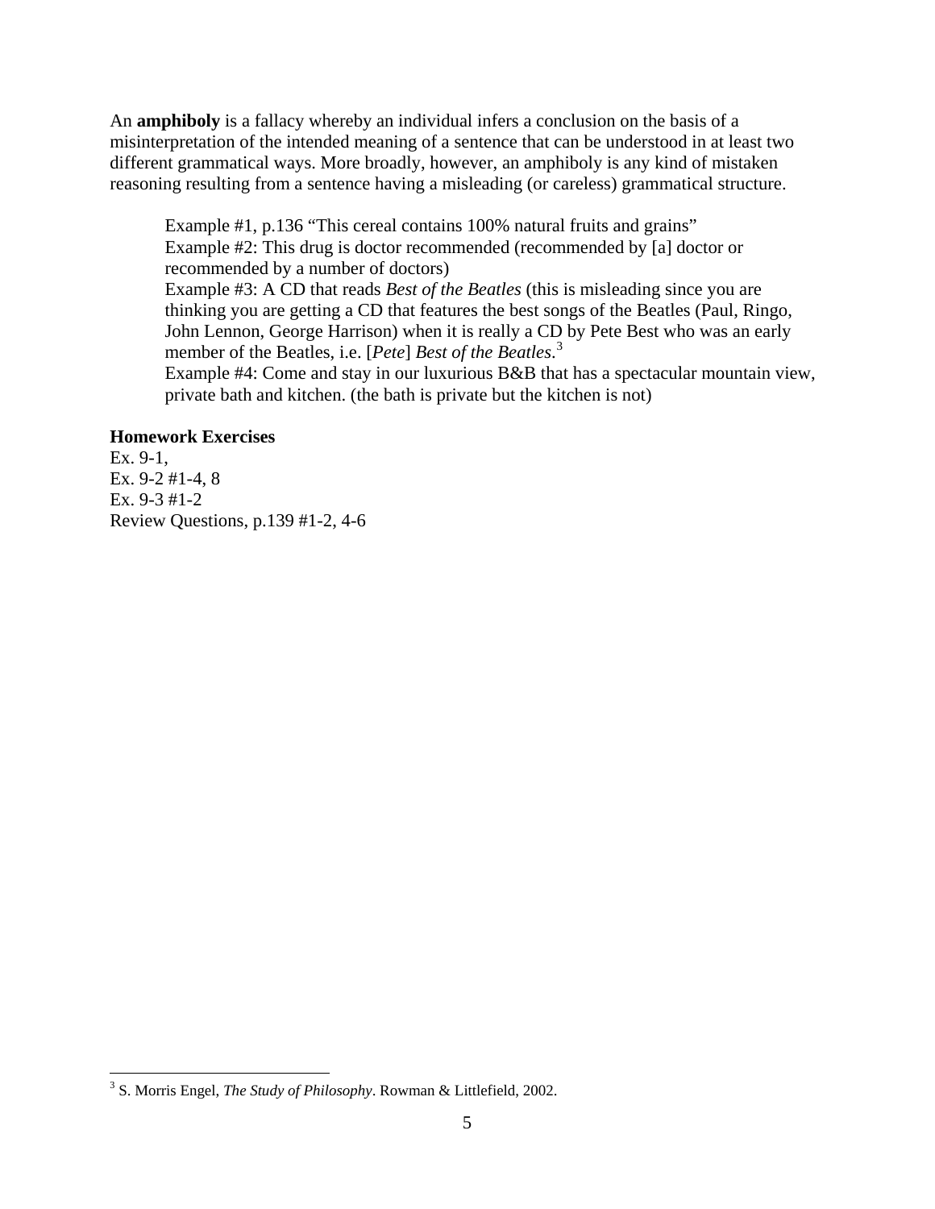An **amphiboly** is a fallacy whereby an individual infers a conclusion on the basis of a misinterpretation of the intended meaning of a sentence that can be understood in at least two different grammatical ways. More broadly, however, an amphiboly is any kind of mistaken reasoning resulting from a sentence having a misleading (or careless) grammatical structure.

> Example #1, p.136 "This cereal contains 100% natural fruits and grains"
> Example #2: This drug is doctor recommended (recommended by [a] doctor or recommended by a number of doctors)
> Example #3: A CD that reads *Best of the Beatles* (this is misleading since you are thinking you are getting a CD that features the best songs of the Beatles (Paul, Ringo, John Lennon, George Harrison) when it is really a CD by Pete Best who was an early member of the Beatles, i.e. [*Pete*] *Best of the Beatles*.[3]
> Example #4: Come and stay in our luxurious B&B that has a spectacular mountain view, private bath and kitchen. (the bath is private but the kitchen is not)

**Homework Exercises**
Ex. 9-1,
Ex. 9-2 #1-4, 8
Ex. 9-3 #1-2
Review Questions, p.139 #1-2, 4-6

---

[3] S. Morris Engel, *The Study of Philosophy*. Rowman & Littlefield, 2002.